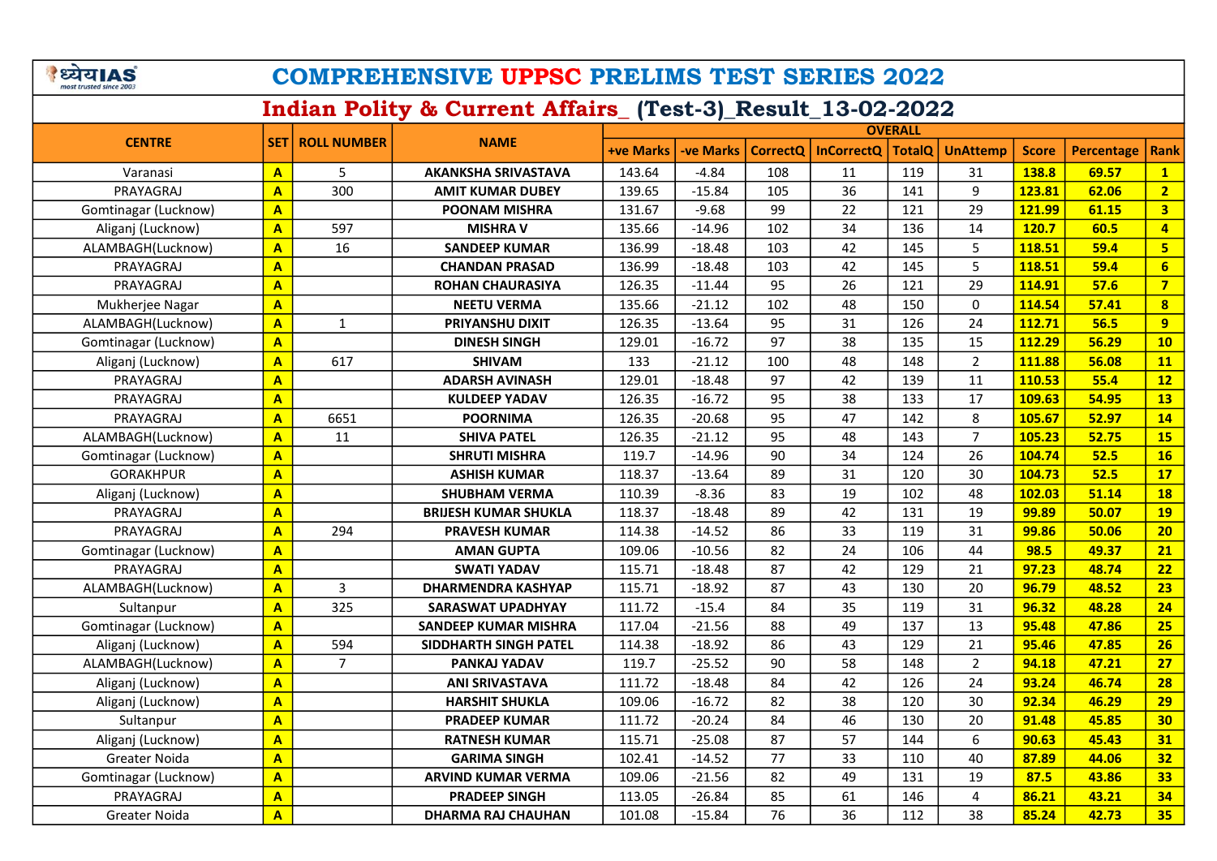# COMPREHENSIVE UPPSC PRELIMS TEST SERIES 2022

## Indian Polity & Current Affairs_ (Test-3)_Result_13-02-2022

| CENTRE | SET | ROLL NUMBER | NAME | OVERALL | | | | | | | | |
|---|---|---|---|---|---|---|---|---|---|---|---|---|
| | | | | +ve Marks | -ve Marks | CorrectQ | InCorrectQ | TotalQ | UnAttemp | Score | Percentage | Rank |
| Varanasi | A | 5 | AKANKSHA SRIVASTAVA | 143.64 | -4.84 | 108 | 11 | 119 | 31 | 138.8 | 69.57 | 1 |
| PRAYAGRAJ | A | 300 | AMIT KUMAR DUBEY | 139.65 | -15.84 | 105 | 36 | 141 | 9 | 123.81 | 62.06 | 2 |
| Gomtinagar (Lucknow) | A | | POONAM MISHRA | 131.67 | -9.68 | 99 | 22 | 121 | 29 | 121.99 | 61.15 | 3 |
| Aliganj (Lucknow) | A | 597 | MISHRA V | 135.66 | -14.96 | 102 | 34 | 136 | 14 | 120.7 | 60.5 | 4 |
| ALAMBAGH(Lucknow) | A | 16 | SANDEEP KUMAR | 136.99 | -18.48 | 103 | 42 | 145 | 5 | 118.51 | 59.4 | 5 |
| PRAYAGRAJ | A | | CHANDAN PRASAD | 136.99 | -18.48 | 103 | 42 | 145 | 5 | 118.51 | 59.4 | 6 |
| PRAYAGRAJ | A | | ROHAN CHAURASIYA | 126.35 | -11.44 | 95 | 26 | 121 | 29 | 114.91 | 57.6 | 7 |
| Mukherjee Nagar | A | | NEETU VERMA | 135.66 | -21.12 | 102 | 48 | 150 | 0 | 114.54 | 57.41 | 8 |
| ALAMBAGH(Lucknow) | A | 1 | PRIYANSHU DIXIT | 126.35 | -13.64 | 95 | 31 | 126 | 24 | 112.71 | 56.5 | 9 |
| Gomtinagar (Lucknow) | A | | DINESH SINGH | 129.01 | -16.72 | 97 | 38 | 135 | 15 | 112.29 | 56.29 | 10 |
| Aliganj (Lucknow) | A | 617 | SHIVAM | 133 | -21.12 | 100 | 48 | 148 | 2 | 111.88 | 56.08 | 11 |
| PRAYAGRAJ | A | | ADARSH AVINASH | 129.01 | -18.48 | 97 | 42 | 139 | 11 | 110.53 | 55.4 | 12 |
| PRAYAGRAJ | A | | KULDEEP YADAV | 126.35 | -16.72 | 95 | 38 | 133 | 17 | 109.63 | 54.95 | 13 |
| PRAYAGRAJ | A | 6651 | POORNIMA | 126.35 | -20.68 | 95 | 47 | 142 | 8 | 105.67 | 52.97 | 14 |
| ALAMBAGH(Lucknow) | A | 11 | SHIVA PATEL | 126.35 | -21.12 | 95 | 48 | 143 | 7 | 105.23 | 52.75 | 15 |
| Gomtinagar (Lucknow) | A | | SHRUTI MISHRA | 119.7 | -14.96 | 90 | 34 | 124 | 26 | 104.74 | 52.5 | 16 |
| GORAKHPUR | A | | ASHISH KUMAR | 118.37 | -13.64 | 89 | 31 | 120 | 30 | 104.73 | 52.5 | 17 |
| Aliganj (Lucknow) | A | | SHUBHAM VERMA | 110.39 | -8.36 | 83 | 19 | 102 | 48 | 102.03 | 51.14 | 18 |
| PRAYAGRAJ | A | | BRIJESH KUMAR SHUKLA | 118.37 | -18.48 | 89 | 42 | 131 | 19 | 99.89 | 50.07 | 19 |
| PRAYAGRAJ | A | 294 | PRAVESH KUMAR | 114.38 | -14.52 | 86 | 33 | 119 | 31 | 99.86 | 50.06 | 20 |
| Gomtinagar (Lucknow) | A | | AMAN GUPTA | 109.06 | -10.56 | 82 | 24 | 106 | 44 | 98.5 | 49.37 | 21 |
| PRAYAGRAJ | A | | SWATI YADAV | 115.71 | -18.48 | 87 | 42 | 129 | 21 | 97.23 | 48.74 | 22 |
| ALAMBAGH(Lucknow) | A | 3 | DHARMENDRA KASHYAP | 115.71 | -18.92 | 87 | 43 | 130 | 20 | 96.79 | 48.52 | 23 |
| Sultanpur | A | 325 | SARASWAT UPADHYAY | 111.72 | -15.4 | 84 | 35 | 119 | 31 | 96.32 | 48.28 | 24 |
| Gomtinagar (Lucknow) | A | | SANDEEP KUMAR MISHRA | 117.04 | -21.56 | 88 | 49 | 137 | 13 | 95.48 | 47.86 | 25 |
| Aliganj (Lucknow) | A | 594 | SIDDHARTH SINGH PATEL | 114.38 | -18.92 | 86 | 43 | 129 | 21 | 95.46 | 47.85 | 26 |
| ALAMBAGH(Lucknow) | A | 7 | PANKAJ YADAV | 119.7 | -25.52 | 90 | 58 | 148 | 2 | 94.18 | 47.21 | 27 |
| Aliganj (Lucknow) | A | | ANI SRIVASTAVA | 111.72 | -18.48 | 84 | 42 | 126 | 24 | 93.24 | 46.74 | 28 |
| Aliganj (Lucknow) | A | | HARSHIT SHUKLA | 109.06 | -16.72 | 82 | 38 | 120 | 30 | 92.34 | 46.29 | 29 |
| Sultanpur | A | | PRADEEP KUMAR | 111.72 | -20.24 | 84 | 46 | 130 | 20 | 91.48 | 45.85 | 30 |
| Aliganj (Lucknow) | A | | RATNESH KUMAR | 115.71 | -25.08 | 87 | 57 | 144 | 6 | 90.63 | 45.43 | 31 |
| Greater Noida | A | | GARIMA SINGH | 102.41 | -14.52 | 77 | 33 | 110 | 40 | 87.89 | 44.06 | 32 |
| Gomtinagar (Lucknow) | A | | ARVIND KUMAR VERMA | 109.06 | -21.56 | 82 | 49 | 131 | 19 | 87.5 | 43.86 | 33 |
| PRAYAGRAJ | A | | PRADEEP SINGH | 113.05 | -26.84 | 85 | 61 | 146 | 4 | 86.21 | 43.21 | 34 |
| Greater Noida | A | | DHARMA RAJ CHAUHAN | 101.08 | -15.84 | 76 | 36 | 112 | 38 | 85.24 | 42.73 | 35 |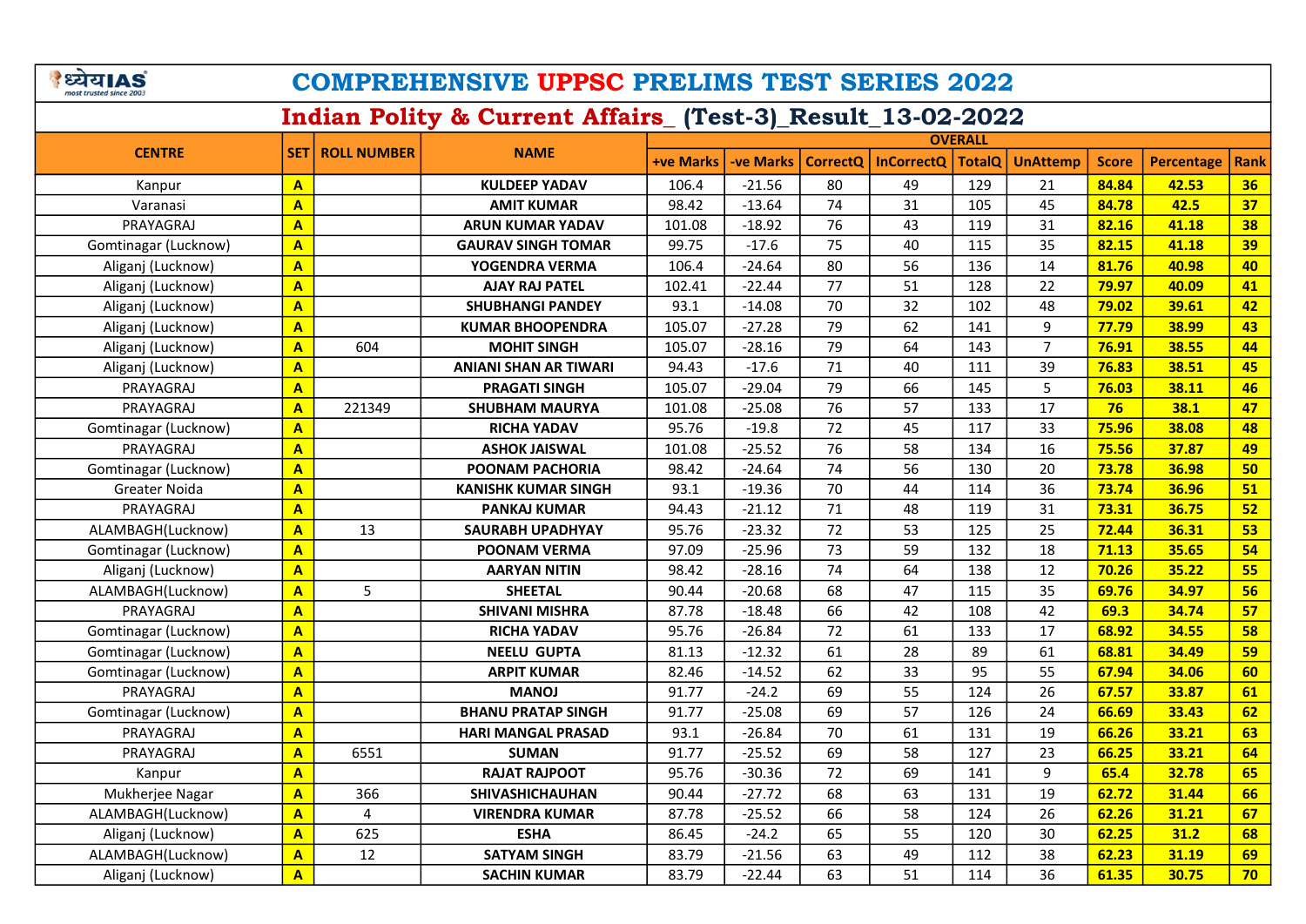# COMPREHENSIVE UPPSC PRELIMS TEST SERIES 2022

## Indian Polity & Current Affairs_ (Test-3)_Result_13-02-2022

| CENTRE | SET | ROLL NUMBER | NAME | OVERALL | | | | | | | | |
|---|---|---|---|---|---|---|---|---|---|---|---|---|
| | | | | +ve Marks | -ve Marks | CorrectQ | InCorrectQ | TotalQ | UnAttemp | Score | Percentage | Rank |
| Kanpur | A | | KULDEEP YADAV | 106.4 | -21.56 | 80 | 49 | 129 | 21 | 84.84 | 42.53 | 36 |
| Varanasi | A | | AMIT KUMAR | 98.42 | -13.64 | 74 | 31 | 105 | 45 | 84.78 | 42.5 | 37 |
| PRAYAGRAJ | A | | ARUN KUMAR YADAV | 101.08 | -18.92 | 76 | 43 | 119 | 31 | 82.16 | 41.18 | 38 |
| Gomtinagar (Lucknow) | A | | GAURAV SINGH TOMAR | 99.75 | -17.6 | 75 | 40 | 115 | 35 | 82.15 | 41.18 | 39 |
| Aliganj (Lucknow) | A | | YOGENDRA VERMA | 106.4 | -24.64 | 80 | 56 | 136 | 14 | 81.76 | 40.98 | 40 |
| Aliganj (Lucknow) | A | | AJAY RAJ PATEL | 102.41 | -22.44 | 77 | 51 | 128 | 22 | 79.97 | 40.09 | 41 |
| Aliganj (Lucknow) | A | | SHUBHANGI PANDEY | 93.1 | -14.08 | 70 | 32 | 102 | 48 | 79.02 | 39.61 | 42 |
| Aliganj (Lucknow) | A | | KUMAR BHOOPENDRA | 105.07 | -27.28 | 79 | 62 | 141 | 9 | 77.79 | 38.99 | 43 |
| Aliganj (Lucknow) | A | 604 | MOHIT SINGH | 105.07 | -28.16 | 79 | 64 | 143 | 7 | 76.91 | 38.55 | 44 |
| Aliganj (Lucknow) | A | | ANIANI SHAN AR TIWARI | 94.43 | -17.6 | 71 | 40 | 111 | 39 | 76.83 | 38.51 | 45 |
| PRAYAGRAJ | A | | PRAGATI SINGH | 105.07 | -29.04 | 79 | 66 | 145 | 5 | 76.03 | 38.11 | 46 |
| PRAYAGRAJ | A | 221349 | SHUBHAM MAURYA | 101.08 | -25.08 | 76 | 57 | 133 | 17 | 76 | 38.1 | 47 |
| Gomtinagar (Lucknow) | A | | RICHA YADAV | 95.76 | -19.8 | 72 | 45 | 117 | 33 | 75.96 | 38.08 | 48 |
| PRAYAGRAJ | A | | ASHOK JAISWAL | 101.08 | -25.52 | 76 | 58 | 134 | 16 | 75.56 | 37.87 | 49 |
| Gomtinagar (Lucknow) | A | | POONAM PACHORIA | 98.42 | -24.64 | 74 | 56 | 130 | 20 | 73.78 | 36.98 | 50 |
| Greater Noida | A | | KANISHK KUMAR SINGH | 93.1 | -19.36 | 70 | 44 | 114 | 36 | 73.74 | 36.96 | 51 |
| PRAYAGRAJ | A | | PANKAJ KUMAR | 94.43 | -21.12 | 71 | 48 | 119 | 31 | 73.31 | 36.75 | 52 |
| ALAMBAGH(Lucknow) | A | 13 | SAURABH UPADHYAY | 95.76 | -23.32 | 72 | 53 | 125 | 25 | 72.44 | 36.31 | 53 |
| Gomtinagar (Lucknow) | A | | POONAM VERMA | 97.09 | -25.96 | 73 | 59 | 132 | 18 | 71.13 | 35.65 | 54 |
| Aliganj (Lucknow) | A | | AARYAN NITIN | 98.42 | -28.16 | 74 | 64 | 138 | 12 | 70.26 | 35.22 | 55 |
| ALAMBAGH(Lucknow) | A | 5 | SHEETAL | 90.44 | -20.68 | 68 | 47 | 115 | 35 | 69.76 | 34.97 | 56 |
| PRAYAGRAJ | A | | SHIVANI MISHRA | 87.78 | -18.48 | 66 | 42 | 108 | 42 | 69.3 | 34.74 | 57 |
| Gomtinagar (Lucknow) | A | | RICHA YADAV | 95.76 | -26.84 | 72 | 61 | 133 | 17 | 68.92 | 34.55 | 58 |
| Gomtinagar (Lucknow) | A | | NEELU GUPTA | 81.13 | -12.32 | 61 | 28 | 89 | 61 | 68.81 | 34.49 | 59 |
| Gomtinagar (Lucknow) | A | | ARPIT KUMAR | 82.46 | -14.52 | 62 | 33 | 95 | 55 | 67.94 | 34.06 | 60 |
| PRAYAGRAJ | A | | MANOJ | 91.77 | -24.2 | 69 | 55 | 124 | 26 | 67.57 | 33.87 | 61 |
| Gomtinagar (Lucknow) | A | | BHANU PRATAP SINGH | 91.77 | -25.08 | 69 | 57 | 126 | 24 | 66.69 | 33.43 | 62 |
| PRAYAGRAJ | A | | HARI MANGAL PRASAD | 93.1 | -26.84 | 70 | 61 | 131 | 19 | 66.26 | 33.21 | 63 |
| PRAYAGRAJ | A | 6551 | SUMAN | 91.77 | -25.52 | 69 | 58 | 127 | 23 | 66.25 | 33.21 | 64 |
| Kanpur | A | | RAJAT RAJPOOT | 95.76 | -30.36 | 72 | 69 | 141 | 9 | 65.4 | 32.78 | 65 |
| Mukherjee Nagar | A | 366 | SHIVASHICHAUHAN | 90.44 | -27.72 | 68 | 63 | 131 | 19 | 62.72 | 31.44 | 66 |
| ALAMBAGH(Lucknow) | A | 4 | VIRENDRA KUMAR | 87.78 | -25.52 | 66 | 58 | 124 | 26 | 62.26 | 31.21 | 67 |
| Aliganj (Lucknow) | A | 625 | ESHA | 86.45 | -24.2 | 65 | 55 | 120 | 30 | 62.25 | 31.2 | 68 |
| ALAMBAGH(Lucknow) | A | 12 | SATYAM SINGH | 83.79 | -21.56 | 63 | 49 | 112 | 38 | 62.23 | 31.19 | 69 |
| Aliganj (Lucknow) | A | | SACHIN KUMAR | 83.79 | -22.44 | 63 | 51 | 114 | 36 | 61.35 | 30.75 | 70 |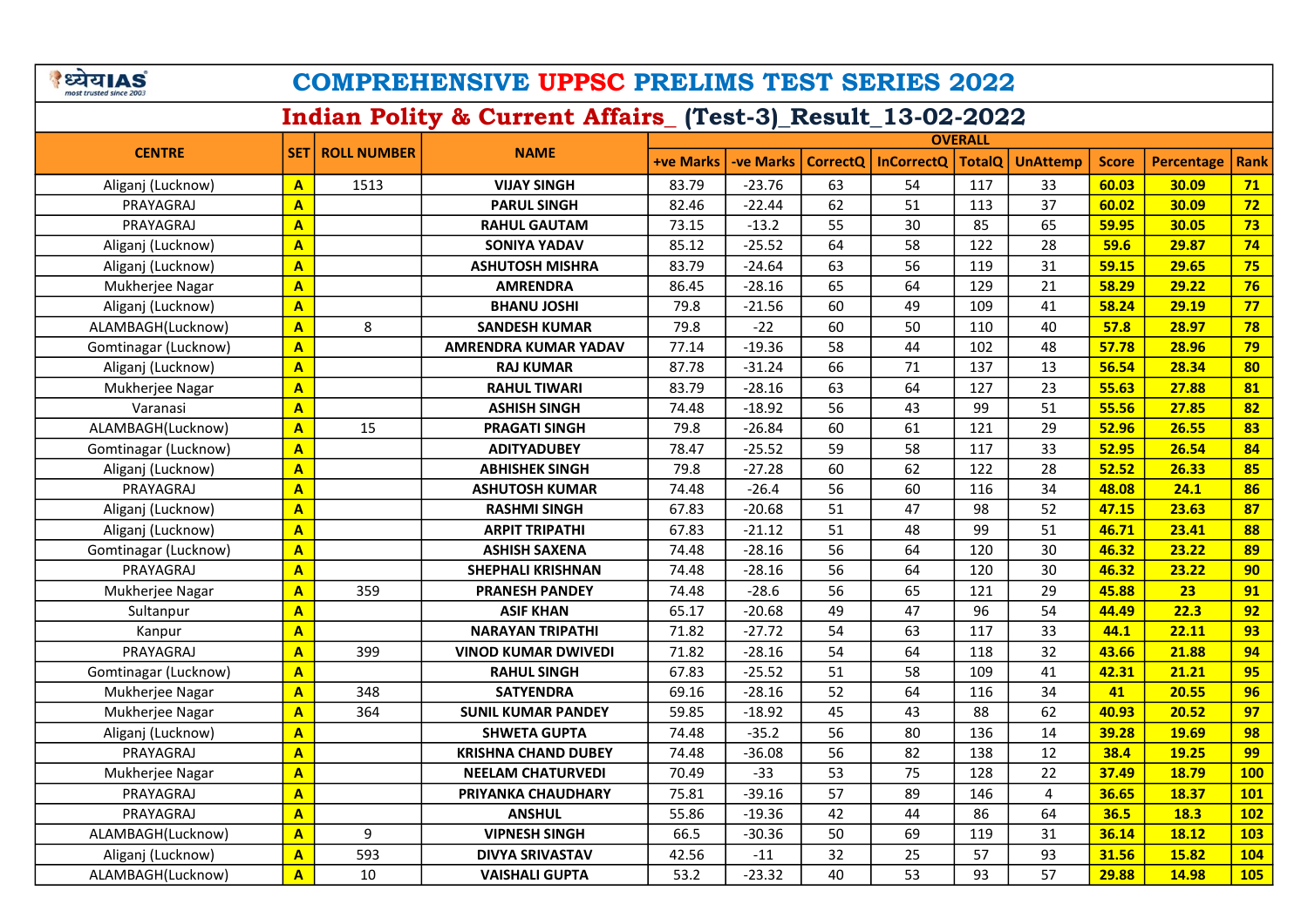# COMPREHENSIVE UPPSC PRELIMS TEST SERIES 2022

## Indian Polity & Current Affairs_ (Test-3)_Result_13-02-2022

| CENTRE | SET | ROLL NUMBER | NAME | OVERALL | | | | | | | | |
|---|---|---|---|---|---|---|---|---|---|---|---|---|
| | | | | +ve Marks | -ve Marks | CorrectQ | InCorrectQ | TotalQ | UnAttemp | Score | Percentage | Rank |
| Aliganj (Lucknow) | A | 1513 | VIJAY SINGH | 83.79 | -23.76 | 63 | 54 | 117 | 33 | 60.03 | 30.09 | 71 |
| PRAYAGRAJ | A | | PARUL SINGH | 82.46 | -22.44 | 62 | 51 | 113 | 37 | 60.02 | 30.09 | 72 |
| PRAYAGRAJ | A | | RAHUL GAUTAM | 73.15 | -13.2 | 55 | 30 | 85 | 65 | 59.95 | 30.05 | 73 |
| Aliganj (Lucknow) | A | | SONIYA YADAV | 85.12 | -25.52 | 64 | 58 | 122 | 28 | 59.6 | 29.87 | 74 |
| Aliganj (Lucknow) | A | | ASHUTOSH MISHRA | 83.79 | -24.64 | 63 | 56 | 119 | 31 | 59.15 | 29.65 | 75 |
| Mukherjee Nagar | A | | AMRENDRA | 86.45 | -28.16 | 65 | 64 | 129 | 21 | 58.29 | 29.22 | 76 |
| Aliganj (Lucknow) | A | | BHANU JOSHI | 79.8 | -21.56 | 60 | 49 | 109 | 41 | 58.24 | 29.19 | 77 |
| ALAMBAGH(Lucknow) | A | 8 | SANDESH KUMAR | 79.8 | -22 | 60 | 50 | 110 | 40 | 57.8 | 28.97 | 78 |
| Gomtinagar (Lucknow) | A | | AMRENDRA KUMAR YADAV | 77.14 | -19.36 | 58 | 44 | 102 | 48 | 57.78 | 28.96 | 79 |
| Aliganj (Lucknow) | A | | RAJ KUMAR | 87.78 | -31.24 | 66 | 71 | 137 | 13 | 56.54 | 28.34 | 80 |
| Mukherjee Nagar | A | | RAHUL TIWARI | 83.79 | -28.16 | 63 | 64 | 127 | 23 | 55.63 | 27.88 | 81 |
| Varanasi | A | | ASHISH SINGH | 74.48 | -18.92 | 56 | 43 | 99 | 51 | 55.56 | 27.85 | 82 |
| ALAMBAGH(Lucknow) | A | 15 | PRAGATI SINGH | 79.8 | -26.84 | 60 | 61 | 121 | 29 | 52.96 | 26.55 | 83 |
| Gomtinagar (Lucknow) | A | | ADITYADUBEY | 78.47 | -25.52 | 59 | 58 | 117 | 33 | 52.95 | 26.54 | 84 |
| Aliganj (Lucknow) | A | | ABHISHEK SINGH | 79.8 | -27.28 | 60 | 62 | 122 | 28 | 52.52 | 26.33 | 85 |
| PRAYAGRAJ | A | | ASHUTOSH KUMAR | 74.48 | -26.4 | 56 | 60 | 116 | 34 | 48.08 | 24.1 | 86 |
| Aliganj (Lucknow) | A | | RASHMI SINGH | 67.83 | -20.68 | 51 | 47 | 98 | 52 | 47.15 | 23.63 | 87 |
| Aliganj (Lucknow) | A | | ARPIT TRIPATHI | 67.83 | -21.12 | 51 | 48 | 99 | 51 | 46.71 | 23.41 | 88 |
| Gomtinagar (Lucknow) | A | | ASHISH SAXENA | 74.48 | -28.16 | 56 | 64 | 120 | 30 | 46.32 | 23.22 | 89 |
| PRAYAGRAJ | A | | SHEPHALI KRISHNAN | 74.48 | -28.16 | 56 | 64 | 120 | 30 | 46.32 | 23.22 | 90 |
| Mukherjee Nagar | A | 359 | PRANESH PANDEY | 74.48 | -28.6 | 56 | 65 | 121 | 29 | 45.88 | 23 | 91 |
| Sultanpur | A | | ASIF KHAN | 65.17 | -20.68 | 49 | 47 | 96 | 54 | 44.49 | 22.3 | 92 |
| Kanpur | A | | NARAYAN TRIPATHI | 71.82 | -27.72 | 54 | 63 | 117 | 33 | 44.1 | 22.11 | 93 |
| PRAYAGRAJ | A | 399 | VINOD KUMAR DWIVEDI | 71.82 | -28.16 | 54 | 64 | 118 | 32 | 43.66 | 21.88 | 94 |
| Gomtinagar (Lucknow) | A | | RAHUL SINGH | 67.83 | -25.52 | 51 | 58 | 109 | 41 | 42.31 | 21.21 | 95 |
| Mukherjee Nagar | A | 348 | SATYENDRA | 69.16 | -28.16 | 52 | 64 | 116 | 34 | 41 | 20.55 | 96 |
| Mukherjee Nagar | A | 364 | SUNIL KUMAR PANDEY | 59.85 | -18.92 | 45 | 43 | 88 | 62 | 40.93 | 20.52 | 97 |
| Aliganj (Lucknow) | A | | SHWETA GUPTA | 74.48 | -35.2 | 56 | 80 | 136 | 14 | 39.28 | 19.69 | 98 |
| PRAYAGRAJ | A | | KRISHNA CHAND DUBEY | 74.48 | -36.08 | 56 | 82 | 138 | 12 | 38.4 | 19.25 | 99 |
| Mukherjee Nagar | A | | NEELAM CHATURVEDI | 70.49 | -33 | 53 | 75 | 128 | 22 | 37.49 | 18.79 | 100 |
| PRAYAGRAJ | A | | PRIYANKA CHAUDHARY | 75.81 | -39.16 | 57 | 89 | 146 | 4 | 36.65 | 18.37 | 101 |
| PRAYAGRAJ | A | | ANSHUL | 55.86 | -19.36 | 42 | 44 | 86 | 64 | 36.5 | 18.3 | 102 |
| ALAMBAGH(Lucknow) | A | 9 | VIPNESH SINGH | 66.5 | -30.36 | 50 | 69 | 119 | 31 | 36.14 | 18.12 | 103 |
| Aliganj (Lucknow) | A | 593 | DIVYA SRIVASTAV | 42.56 | -11 | 32 | 25 | 57 | 93 | 31.56 | 15.82 | 104 |
| ALAMBAGH(Lucknow) | A | 10 | VAISHALI GUPTA | 53.2 | -23.32 | 40 | 53 | 93 | 57 | 29.88 | 14.98 | 105 |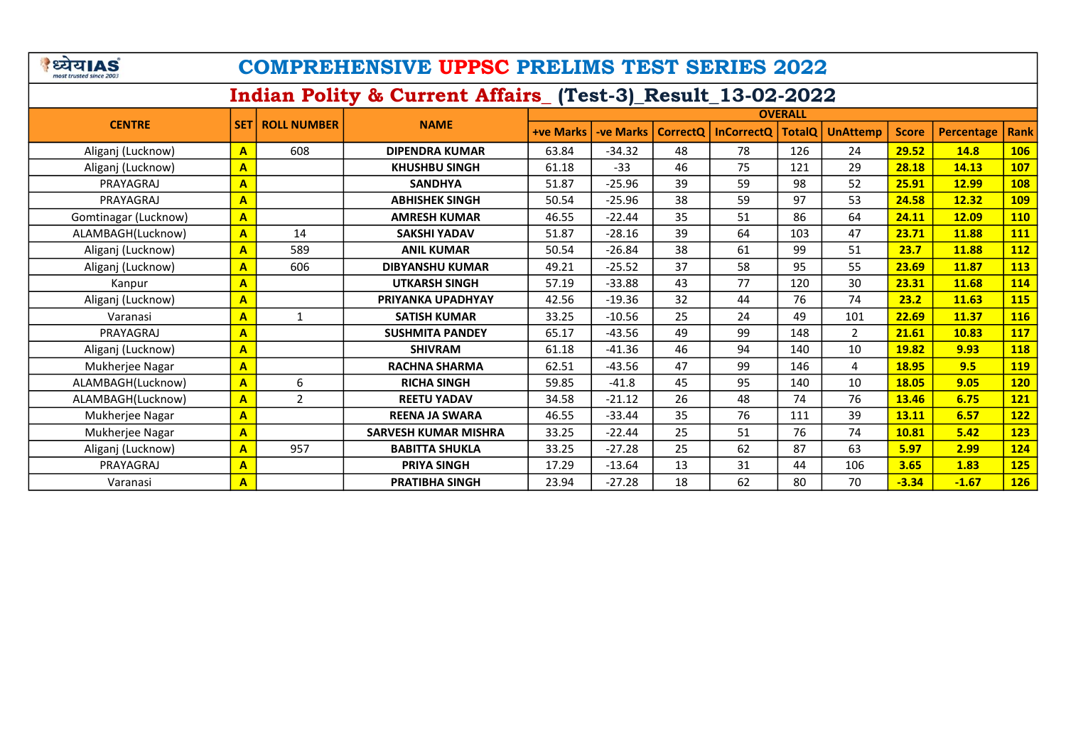# COMPREHENSIVE UPPSC PRELIMS TEST SERIES 2022

## Indian Polity & Current Affairs_ (Test-3)_Result_13-02-2022

| CENTRE | SET | ROLL NUMBER | NAME | OVERALL | | | | | | | | |
|---|---|---|---|---|---|---|---|---|---|---|---|---|
| | | | | +ve Marks | -ve Marks | CorrectQ | InCorrectQ | TotalQ | UnAttemp | Score | Percentage | Rank |
| Aliganj (Lucknow) | A | 608 | DIPENDRA KUMAR | 63.84 | -34.32 | 48 | 78 | 126 | 24 | 29.52 | 14.8 | 106 |
| Aliganj (Lucknow) | A | | KHUSHBU SINGH | 61.18 | -33 | 46 | 75 | 121 | 29 | 28.18 | 14.13 | 107 |
| PRAYAGRAJ | A | | SANDHYA | 51.87 | -25.96 | 39 | 59 | 98 | 52 | 25.91 | 12.99 | 108 |
| PRAYAGRAJ | A | | ABHISHEK SINGH | 50.54 | -25.96 | 38 | 59 | 97 | 53 | 24.58 | 12.32 | 109 |
| Gomtinagar (Lucknow) | A | | AMRESH KUMAR | 46.55 | -22.44 | 35 | 51 | 86 | 64 | 24.11 | 12.09 | 110 |
| ALAMBAGH(Lucknow) | A | 14 | SAKSHI YADAV | 51.87 | -28.16 | 39 | 64 | 103 | 47 | 23.71 | 11.88 | 111 |
| Aliganj (Lucknow) | A | 589 | ANIL KUMAR | 50.54 | -26.84 | 38 | 61 | 99 | 51 | 23.7 | 11.88 | 112 |
| Aliganj (Lucknow) | A | 606 | DIBYANSHU KUMAR | 49.21 | -25.52 | 37 | 58 | 95 | 55 | 23.69 | 11.87 | 113 |
| Kanpur | A | | UTKARSH SINGH | 57.19 | -33.88 | 43 | 77 | 120 | 30 | 23.31 | 11.68 | 114 |
| Aliganj (Lucknow) | A | | PRIYANKA UPADHYAY | 42.56 | -19.36 | 32 | 44 | 76 | 74 | 23.2 | 11.63 | 115 |
| Varanasi | A | 1 | SATISH KUMAR | 33.25 | -10.56 | 25 | 24 | 49 | 101 | 22.69 | 11.37 | 116 |
| PRAYAGRAJ | A | | SUSHMITA PANDEY | 65.17 | -43.56 | 49 | 99 | 148 | 2 | 21.61 | 10.83 | 117 |
| Aliganj (Lucknow) | A | | SHIVRAM | 61.18 | -41.36 | 46 | 94 | 140 | 10 | 19.82 | 9.93 | 118 |
| Mukherjee Nagar | A | | RACHNA SHARMA | 62.51 | -43.56 | 47 | 99 | 146 | 4 | 18.95 | 9.5 | 119 |
| ALAMBAGH(Lucknow) | A | 6 | RICHA SINGH | 59.85 | -41.8 | 45 | 95 | 140 | 10 | 18.05 | 9.05 | 120 |
| ALAMBAGH(Lucknow) | A | 2 | REETU YADAV | 34.58 | -21.12 | 26 | 48 | 74 | 76 | 13.46 | 6.75 | 121 |
| Mukherjee Nagar | A | | REENA JA SWARA | 46.55 | -33.44 | 35 | 76 | 111 | 39 | 13.11 | 6.57 | 122 |
| Mukherjee Nagar | A | | SARVESH KUMAR MISHRA | 33.25 | -22.44 | 25 | 51 | 76 | 74 | 10.81 | 5.42 | 123 |
| Aliganj (Lucknow) | A | 957 | BABITTA SHUKLA | 33.25 | -27.28 | 25 | 62 | 87 | 63 | 5.97 | 2.99 | 124 |
| PRAYAGRAJ | A | | PRIYA SINGH | 17.29 | -13.64 | 13 | 31 | 44 | 106 | 3.65 | 1.83 | 125 |
| Varanasi | A | | PRATIBHA SINGH | 23.94 | -27.28 | 18 | 62 | 80 | 70 | -3.34 | -1.67 | 126 |